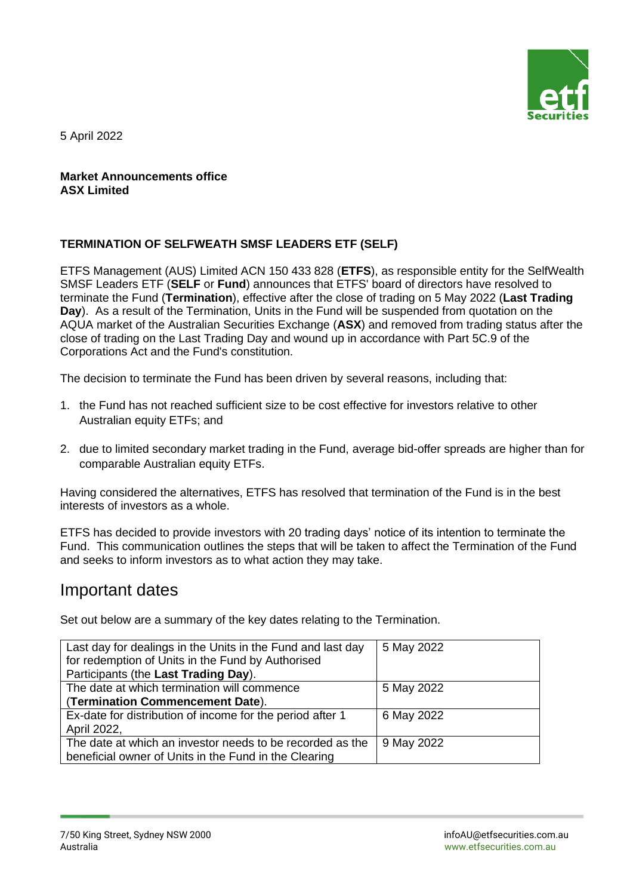5 April 2022

**Market Announcements office**
**ASX Limited**

**TERMINATION OF SELFWEATH SMSF LEADERS ETF (SELF)**

ETFS Management (AUS) Limited ACN 150 433 828 (**ETFS**), as responsible entity for the SelfWealth SMSF Leaders ETF (**SELF** or **Fund**) announces that ETFS' board of directors have resolved to terminate the Fund (**Termination**), effective after the close of trading on 5 May 2022 (**Last Trading Day**). As a result of the Termination, Units in the Fund will be suspended from quotation on the AQUA market of the Australian Securities Exchange (**ASX**) and removed from trading status after the close of trading on the Last Trading Day and wound up in accordance with Part 5C.9 of the Corporations Act and the Fund's constitution.

The decision to terminate the Fund has been driven by several reasons, including that:

1. the Fund has not reached sufficient size to be cost effective for investors relative to other Australian equity ETFs; and
2. due to limited secondary market trading in the Fund, average bid-offer spreads are higher than for comparable Australian equity ETFs.

Having considered the alternatives, ETFS has resolved that termination of the Fund is in the best interests of investors as a whole.

ETFS has decided to provide investors with 20 trading days' notice of its intention to terminate the Fund. This communication outlines the steps that will be taken to affect the Termination of the Fund and seeks to inform investors as to what action they may take.

## Important dates

Set out below are a summary of the key dates relating to the Termination.

| | |
|---|---|
| Last day for dealings in the Units in the Fund and last day for redemption of Units in the Fund by Authorised Participants (the **Last Trading Day**). | 5 May 2022 |
| The date at which termination will commence (**Termination Commencement Date**). | 5 May 2022 |
| Ex-date for distribution of income for the period after 1 April 2022, | 6 May 2022 |
| The date at which an investor needs to be recorded as the beneficial owner of Units in the Fund in the Clearing | 9 May 2022 |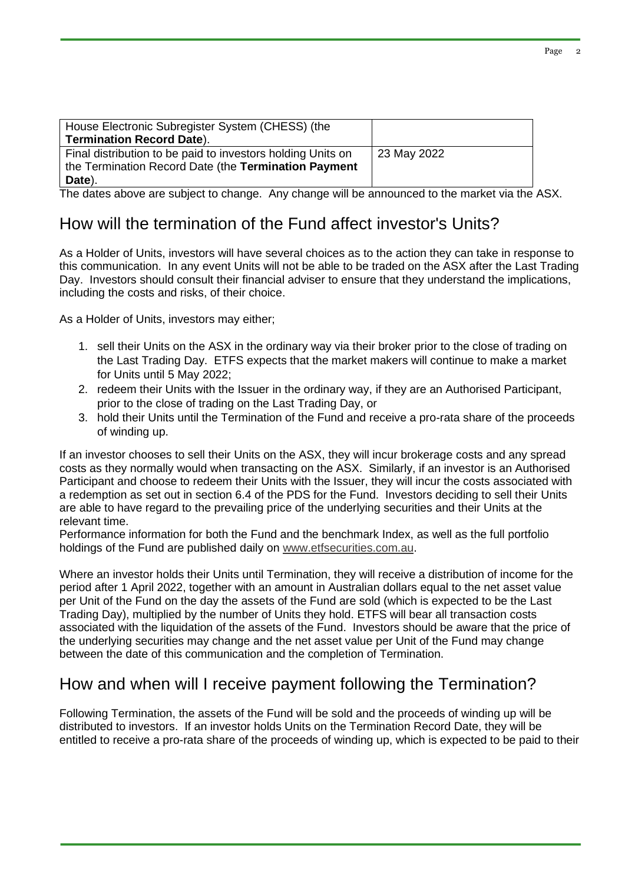| House Electronic Subregister System (CHESS) (the **Termination Record Date**). | |
|---|---|
| Final distribution to be paid to investors holding Units on the Termination Record Date (the **Termination Payment Date**). | 23 May 2022 |

The dates above are subject to change. Any change will be announced to the market via the ASX.

## How will the termination of the Fund affect investor's Units?

As a Holder of Units, investors will have several choices as to the action they can take in response to this communication. In any event Units will not be able to be traded on the ASX after the Last Trading Day. Investors should consult their financial adviser to ensure that they understand the implications, including the costs and risks, of their choice.

As a Holder of Units, investors may either;

1. sell their Units on the ASX in the ordinary way via their broker prior to the close of trading on the Last Trading Day. ETFS expects that the market makers will continue to make a market for Units until 5 May 2022;
2. redeem their Units with the Issuer in the ordinary way, if they are an Authorised Participant, prior to the close of trading on the Last Trading Day, or
3. hold their Units until the Termination of the Fund and receive a pro-rata share of the proceeds of winding up.

If an investor chooses to sell their Units on the ASX, they will incur brokerage costs and any spread costs as they normally would when transacting on the ASX. Similarly, if an investor is an Authorised Participant and choose to redeem their Units with the Issuer, they will incur the costs associated with a redemption as set out in section 6.4 of the PDS for the Fund. Investors deciding to sell their Units are able to have regard to the prevailing price of the underlying securities and their Units at the relevant time.
Performance information for both the Fund and the benchmark Index, as well as the full portfolio holdings of the Fund are published daily on www.etfsecurities.com.au.

Where an investor holds their Units until Termination, they will receive a distribution of income for the period after 1 April 2022, together with an amount in Australian dollars equal to the net asset value per Unit of the Fund on the day the assets of the Fund are sold (which is expected to be the Last Trading Day), multiplied by the number of Units they hold. ETFS will bear all transaction costs associated with the liquidation of the assets of the Fund. Investors should be aware that the price of the underlying securities may change and the net asset value per Unit of the Fund may change between the date of this communication and the completion of Termination.

## How and when will I receive payment following the Termination?

Following Termination, the assets of the Fund will be sold and the proceeds of winding up will be distributed to investors. If an investor holds Units on the Termination Record Date, they will be entitled to receive a pro-rata share of the proceeds of winding up, which is expected to be paid to their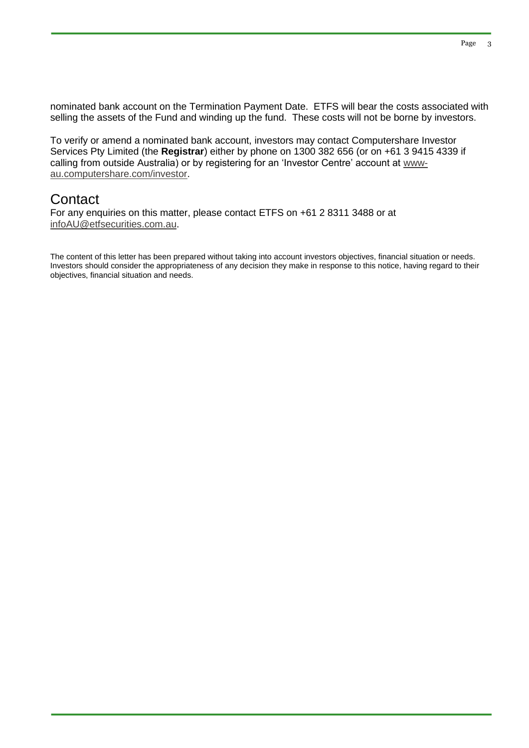nominated bank account on the Termination Payment Date. ETFS will bear the costs associated with selling the assets of the Fund and winding up the fund. These costs will not be borne by investors.

To verify or amend a nominated bank account, investors may contact Computershare Investor Services Pty Limited (the **Registrar**) either by phone on 1300 382 656 (or on +61 3 9415 4339 if calling from outside Australia) or by registering for an 'Investor Centre' account at www-au.computershare.com/investor.

# Contact

For any enquiries on this matter, please contact ETFS on +61 2 8311 3488 or at infoAU@etfsecurities.com.au.

The content of this letter has been prepared without taking into account investors objectives, financial situation or needs. Investors should consider the appropriateness of any decision they make in response to this notice, having regard to their objectives, financial situation and needs.